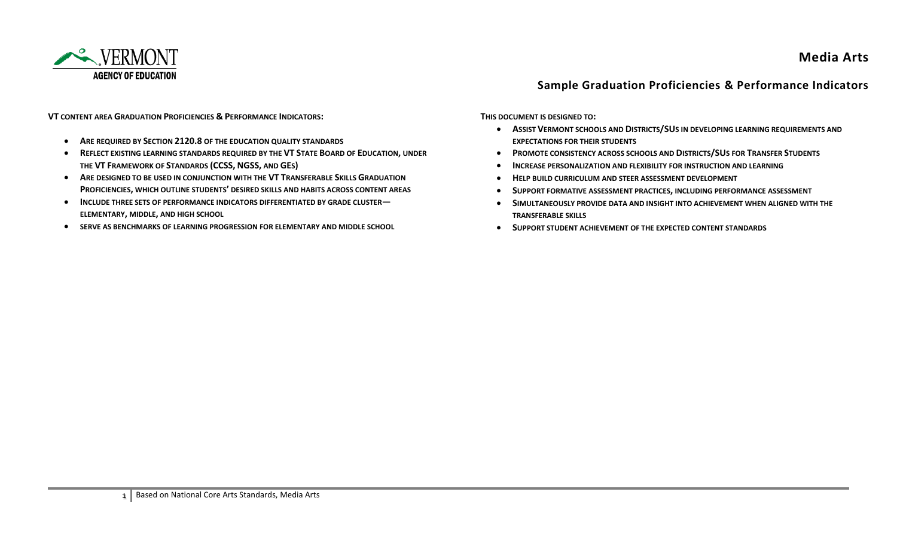VERMONT
AGENCY OF EDUCATION

# Media Arts

## Sample Graduation Proficiencies & Performance Indicators

**VT Content Area Graduation Proficiencies & Performance Indicators:**

- **Are required by Section 2120.8 of the Education Quality Standards**
- **Reflect existing learning standards required by the VT State Board of Education, under the VT Framework of Standards (CCSS, NGSS, and GEs)**
- **Are designed to be used in conjunction with the VT Transferable Skills Graduation Proficiencies, which outline students' desired skills and habits across content areas**
- **Include three sets of performance indicators differentiated by grade cluster—elementary, middle, and high school**
- **Serve as benchmarks of learning progression for elementary and middle school**

**This document is designed to:**

- **Assist Vermont schools and Districts/SUs in developing learning requirements and expectations for their students**
- **Promote consistency across schools and Districts/SUs for Transfer Students**
- **Increase personalization and flexibility for instruction and learning**
- **Help build curriculum and steer assessment development**
- **Support formative assessment practices, including performance assessment**
- **Simultaneously provide data and insight into achievement when aligned with the transferable skills**
- **Support student achievement of the expected content standards**

Based on National Core Arts Standards, Media Arts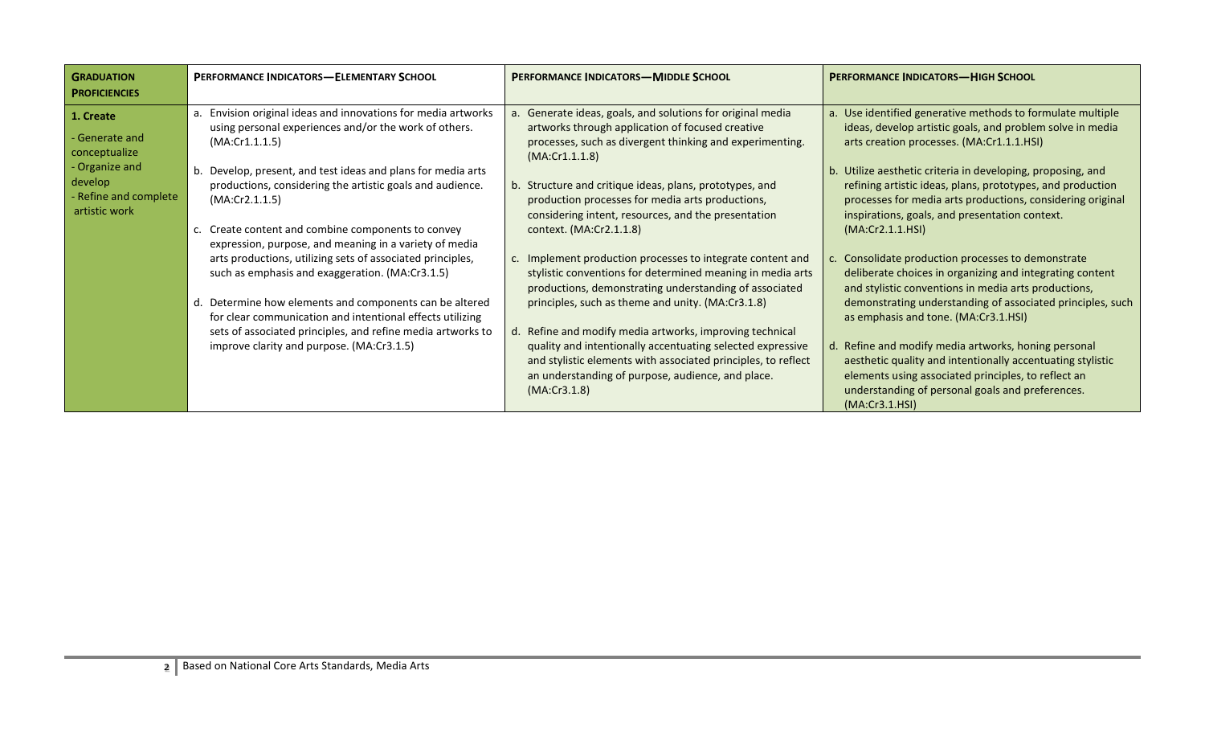| **GRADUATION PROFICIENCIES** | **PERFORMANCE INDICATORS—ELEMENTARY SCHOOL** | **PERFORMANCE INDICATORS—MIDDLE SCHOOL** | **PERFORMANCE INDICATORS—HIGH SCHOOL** |
|---|---|---|---|
| **1. Create**<br>- Generate and conceptualize<br>- Organize and develop<br>- Refine and complete artistic work | a. Envision original ideas and innovations for media artworks using personal experiences and/or the work of others. (MA:Cr1.1.5)<br><br>b. Develop, present, and test ideas and plans for media arts productions, considering the artistic goals and audience. (MA:Cr2.1.5)<br><br>c. Create content and combine components to convey expression, purpose, and meaning in a variety of media arts productions, utilizing sets of associated principles, such as emphasis and exaggeration. (MA:Cr3.1.5)<br><br>d. Determine how elements and components can be altered for clear communication and intentional effects utilizing sets of associated principles, and refine media artworks to improve clarity and purpose. (MA:Cr3.1.5) | a. Generate ideas, goals, and solutions for original media artworks through application of focused creative processes, such as divergent thinking and experimenting. (MA:Cr1.1.8)<br><br>b. Structure and critique ideas, plans, prototypes, and production processes for media arts productions, considering intent, resources, and the presentation context. (MA:Cr2.1.8)<br><br>c. Implement production processes to integrate content and stylistic conventions for determined meaning in media arts productions, demonstrating understanding of associated principles, such as theme and unity. (MA:Cr3.1.8)<br><br>d. Refine and modify media artworks, improving technical quality and intentionally accentuating selected expressive and stylistic elements with associated principles, to reflect an understanding of purpose, audience, and place. (MA:Cr3.1.8) | a. Use identified generative methods to formulate multiple ideas, develop artistic goals, and problem solve in media arts creation processes. (MA:Cr1.1.HSI)<br><br>b. Utilize aesthetic criteria in developing, proposing, and refining artistic ideas, plans, prototypes, and production processes for media arts productions, considering original inspirations, goals, and presentation context. (MA:Cr2.1.HSI)<br><br>c. Consolidate production processes to demonstrate deliberate choices in organizing and integrating content and stylistic conventions in media arts productions, demonstrating understanding of associated principles, such as emphasis and tone. (MA:Cr3.1.HSI)<br><br>d. Refine and modify media artworks, honing personal aesthetic quality and intentionally accentuating stylistic elements using associated principles, to reflect an understanding of personal goals and preferences. (MA:Cr3.1.HSI) |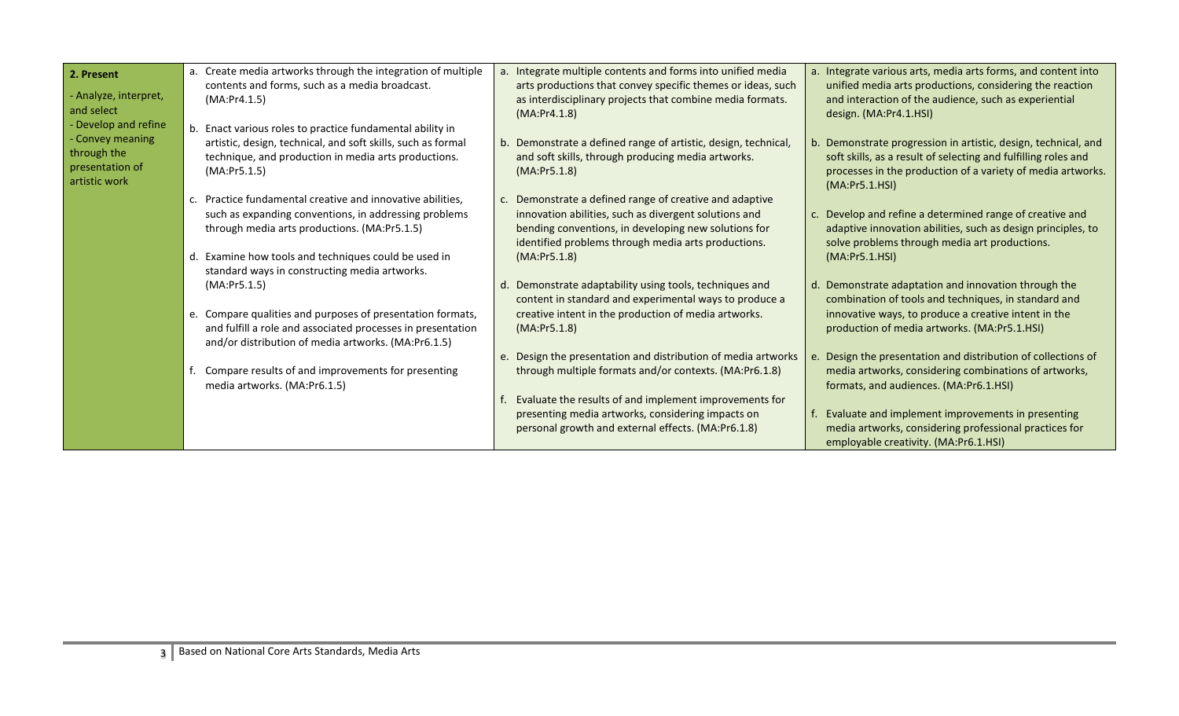| **2. Present**<br>- Analyze, interpret, and select<br>- Develop and refine<br>- Convey meaning through the presentation of artistic work | a. Create media artworks through the integration of multiple contents and forms, such as a media broadcast. (MA:Pr4.1.5)<br><br>b. Enact various roles to practice fundamental ability in artistic, design, technical, and soft skills, such as formal technique, and production in media arts productions. (MA:Pr5.1.5)<br><br>c. Practice fundamental creative and innovative abilities, such as expanding conventions, in addressing problems through media arts productions. (MA:Pr5.1.5)<br><br>d. Examine how tools and techniques could be used in standard ways in constructing media artworks. (MA:Pr5.1.5)<br><br>e. Compare qualities and purposes of presentation formats, and fulfill a role and associated processes in presentation and/or distribution of media artworks. (MA:Pr6.1.5)<br><br>f. Compare results of and improvements for presenting media artworks. (MA:Pr6.1.5) | a. Integrate multiple contents and forms into unified media arts productions that convey specific themes or ideas, such as interdisciplinary projects that combine media formats. (MA:Pr4.1.8)<br><br>b. Demonstrate a defined range of artistic, design, technical, and soft skills, through producing media artworks. (MA:Pr5.1.8)<br><br>c. Demonstrate a defined range of creative and adaptive innovation abilities, such as divergent solutions and bending conventions, in developing new solutions for identified problems through media arts productions. (MA:Pr5.1.8)<br><br>d. Demonstrate adaptability using tools, techniques and content in standard and experimental ways to produce a creative intent in the production of media artworks. (MA:Pr5.1.8)<br><br>e. Design the presentation and distribution of media artworks through multiple formats and/or contexts. (MA:Pr6.1.8)<br><br>f. Evaluate the results of and implement improvements for presenting media artworks, considering impacts on personal growth and external effects. (MA:Pr6.1.8) | a. Integrate various arts, media arts forms, and content into unified media arts productions, considering the reaction and interaction of the audience, such as experiential design. (MA:Pr4.1.HSI)<br><br>b. Demonstrate progression in artistic, design, technical, and soft skills, as a result of selecting and fulfilling roles and processes in the production of a variety of media artworks. (MA:Pr5.1.HSI)<br><br>c. Develop and refine a determined range of creative and adaptive innovation abilities, such as design principles, to solve problems through media art productions. (MA:Pr5.1.HSI)<br><br>d. Demonstrate adaptation and innovation through the combination of tools and techniques, in standard and innovative ways, to produce a creative intent in the production of media artworks. (MA:Pr5.1.HSI)<br><br>e. Design the presentation and distribution of collections of media artworks, considering combinations of artworks, formats, and audiences. (MA:Pr6.1.HSI)<br><br>f. Evaluate and implement improvements in presenting media artworks, considering professional practices for employable creativity. (MA:Pr6.1.HSI) |
|---|---|---|---|

Based on National Core Arts Standards, Media Arts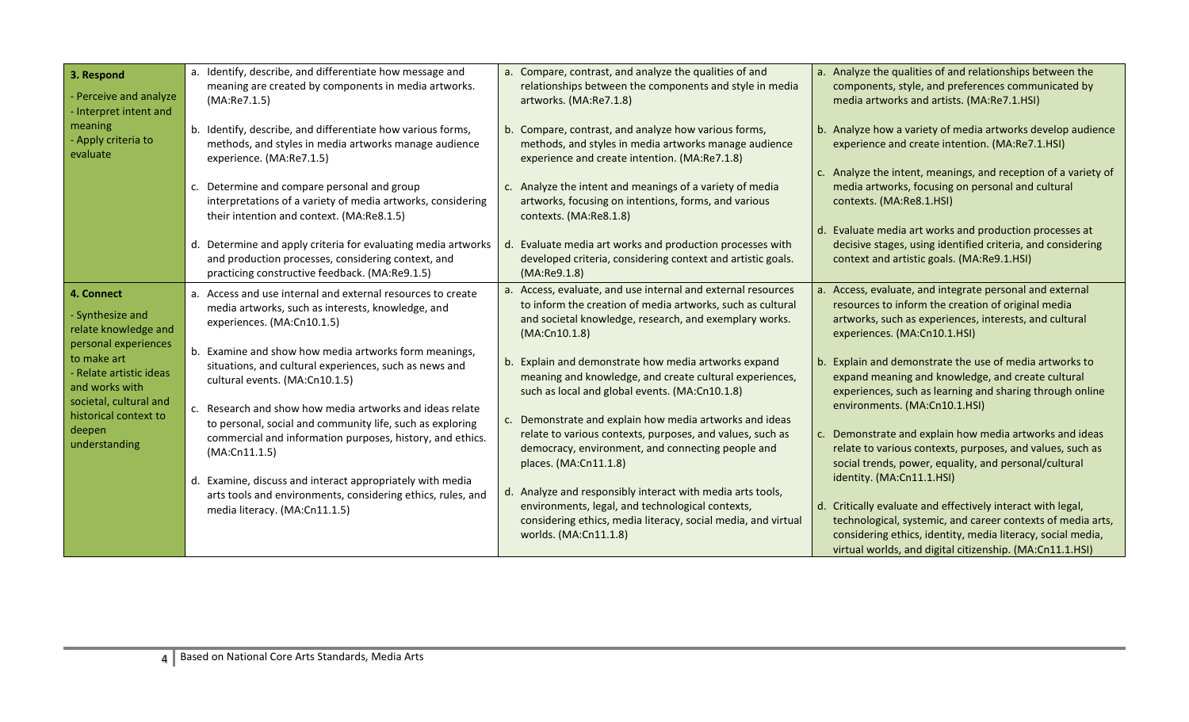| | | | |
|---|---|---|---|
| **3. Respond**<br>- Perceive and analyze<br>- Interpret intent and meaning<br>- Apply criteria to evaluate | a. Identify, describe, and differentiate how message and meaning are created by components in media artworks. (MA:Re7.1.5)<br><br>b. Identify, describe, and differentiate how various forms, methods, and styles in media artworks manage audience experience. (MA:Re7.1.5)<br><br>c. Determine and compare personal and group interpretations of a variety of media artworks, considering their intention and context. (MA:Re8.1.5)<br><br>d. Determine and apply criteria for evaluating media artworks and production processes, considering context, and practicing constructive feedback. (MA:Re9.1.5) | a. Compare, contrast, and analyze the qualities of and relationships between the components and style in media artworks. (MA:Re7.1.8)<br><br>b. Compare, contrast, and analyze how various forms, methods, and styles in media artworks manage audience experience and create intention. (MA:Re7.1.8)<br><br>c. Analyze the intent and meanings of a variety of media artworks, focusing on intentions, forms, and various contexts. (MA:Re8.1.8)<br><br>d. Evaluate media art works and production processes with developed criteria, considering context and artistic goals. (MA:Re9.1.8) | a. Analyze the qualities of and relationships between the components, style, and preferences communicated by media artworks and artists. (MA:Re7.1.HSI)<br><br>b. Analyze how a variety of media artworks develop audience experience and create intention. (MA:Re7.1.HSI)<br><br>c. Analyze the intent, meanings, and reception of a variety of media artworks, focusing on personal and cultural contexts. (MA:Re8.1.HSI)<br><br>d. Evaluate media art works and production processes at decisive stages, using identified criteria, and considering context and artistic goals. (MA:Re9.1.HSI) |
| **4. Connect**<br>- Synthesize and relate knowledge and personal experiences to make art<br>- Relate artistic ideas and works with societal, cultural and historical context to deepen understanding | a. Access and use internal and external resources to create media artworks, such as interests, knowledge, and experiences. (MA:Cn10.1.5)<br><br>b. Examine and show how media artworks form meanings, situations, and cultural experiences, such as news and cultural events. (MA:Cn10.1.5)<br><br>c. Research and show how media artworks and ideas relate to personal, social and community life, such as exploring commercial and information purposes, history, and ethics. (MA:Cn11.1.5)<br><br>d. Examine, discuss and interact appropriately with media arts tools and environments, considering ethics, rules, and media literacy. (MA:Cn11.1.5) | a. Access, evaluate, and use internal and external resources to inform the creation of media artworks, such as cultural and societal knowledge, research, and exemplary works. (MA:Cn10.1.8)<br><br>b. Explain and demonstrate how media artworks expand meaning and knowledge, and create cultural experiences, such as local and global events. (MA:Cn10.1.8)<br><br>c. Demonstrate and explain how media artworks and ideas relate to various contexts, purposes, and values, such as democracy, environment, and connecting people and places. (MA:Cn11.1.8)<br><br>d. Analyze and responsibly interact with media arts tools, environments, legal, and technological contexts, considering ethics, media literacy, social media, and virtual worlds. (MA:Cn11.1.8) | a. Access, evaluate, and integrate personal and external resources to inform the creation of original media artworks, such as experiences, interests, and cultural experiences. (MA:Cn10.1.HSI)<br><br>b. Explain and demonstrate the use of media artworks to expand meaning and knowledge, and create cultural experiences, such as learning and sharing through online environments. (MA:Cn10.1.HSI)<br><br>c. Demonstrate and explain how media artworks and ideas relate to various contexts, purposes, and values, such as social trends, power, equality, and personal/cultural identity. (MA:Cn11.1.HSI)<br><br>d. Critically evaluate and effectively interact with legal, technological, systemic, and career contexts of media arts, considering ethics, identity, media literacy, social media, virtual worlds, and digital citizenship. (MA:Cn11.1.HSI) |